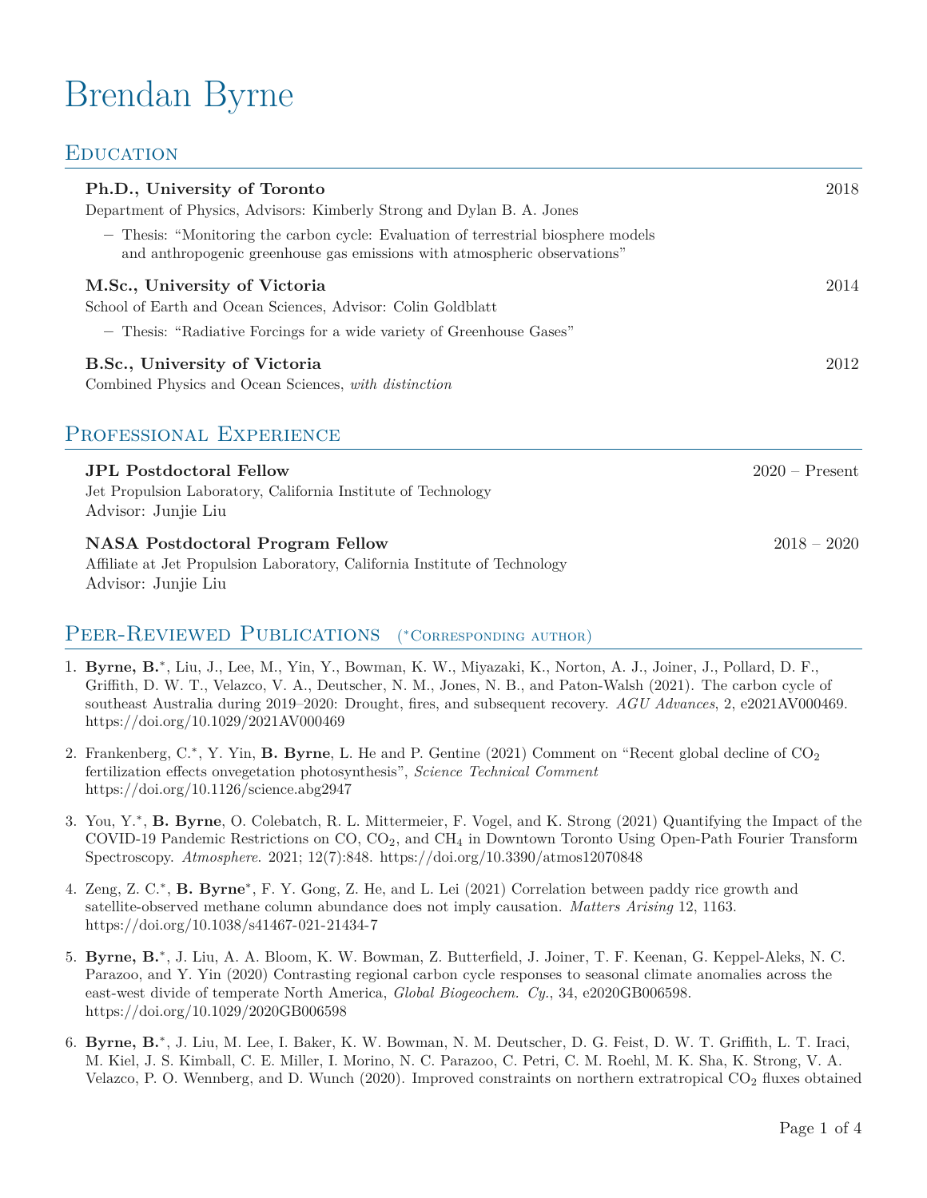# Brendan Byrne

## Education

**Ph.D., University of Toronto** 2018

Department of Physics, Advisors: Kimberly Strong and Dylan B. A. Jones

- Thesis: "Monitoring the carbon cycle: Evaluation of terrestrial biosphere models and anthropogenic greenhouse gas emissions with atmospheric observations"

**M.Sc., University of Victoria** 2014

School of Earth and Ocean Sciences, Advisor: Colin Goldblatt

- Thesis: "Radiative Forcings for a wide variety of Greenhouse Gases"

**B.Sc., University of Victoria** 2012

Combined Physics and Ocean Sciences, *with distinction*

## Professional Experience

**JPL Postdoctoral Fellow** 2020 – Present

Jet Propulsion Laboratory, California Institute of Technology

Advisor: Junjie Liu

**NASA Postdoctoral Program Fellow** 2018 – 2020

Affiliate at Jet Propulsion Laboratory, California Institute of Technology

Advisor: Junjie Liu

## Peer-Reviewed Publications (*Corresponding author)

1. **Byrne, B.***, Liu, J., Lee, M., Yin, Y., Bowman, K. W., Miyazaki, K., Norton, A. J., Joiner, J., Pollard, D. F., Griffith, D. W. T., Velazco, V. A., Deutscher, N. M., Jones, N. B., and Paton-Walsh (2021). The carbon cycle of southeast Australia during 2019–2020: Drought, fires, and subsequent recovery. *AGU Advances*, 2, e2021AV000469. https://doi.org/10.1029/2021AV000469

2. Frankenberg, C.*, Y. Yin, **B. Byrne**, L. He and P. Gentine (2021) Comment on "Recent global decline of $CO_2$ fertilization effects onvegetation photosynthesis", *Science Technical Comment* https://doi.org/10.1126/science.abg2947

3. You, Y.*, **B. Byrne**, O. Colebatch, R. L. Mittermeier, F. Vogel, and K. Strong (2021) Quantifying the Impact of the COVID-19 Pandemic Restrictions on CO, $CO_2$, and $CH_4$ in Downtown Toronto Using Open-Path Fourier Transform Spectroscopy. *Atmosphere*. 2021; 12(7):848. https://doi.org/10.3390/atmos12070848

4. Zeng, Z. C.*, **B. Byrne***, F. Y. Gong, Z. He, and L. Lei (2021) Correlation between paddy rice growth and satellite-observed methane column abundance does not imply causation. *Matters Arising* 12, 1163. https://doi.org/10.1038/s41467-021-21434-7

5. **Byrne, B.***, J. Liu, A. A. Bloom, K. W. Bowman, Z. Butterfield, J. Joiner, T. F. Keenan, G. Keppel-Aleks, N. C. Parazoo, and Y. Yin (2020) Contrasting regional carbon cycle responses to seasonal climate anomalies across the east-west divide of temperate North America, *Global Biogeochem. Cy.*, 34, e2020GB006598. https://doi.org/10.1029/2020GB006598

6. **Byrne, B.***, J. Liu, M. Lee, I. Baker, K. W. Bowman, N. M. Deutscher, D. G. Feist, D. W. T. Griffith, L. T. Iraci, M. Kiel, J. S. Kimball, C. E. Miller, I. Morino, N. C. Parazoo, C. Petri, C. M. Roehl, M. K. Sha, K. Strong, V. A. Velazco, P. O. Wennberg, and D. Wunch (2020). Improved constraints on northern extratropical $CO_2$ fluxes obtained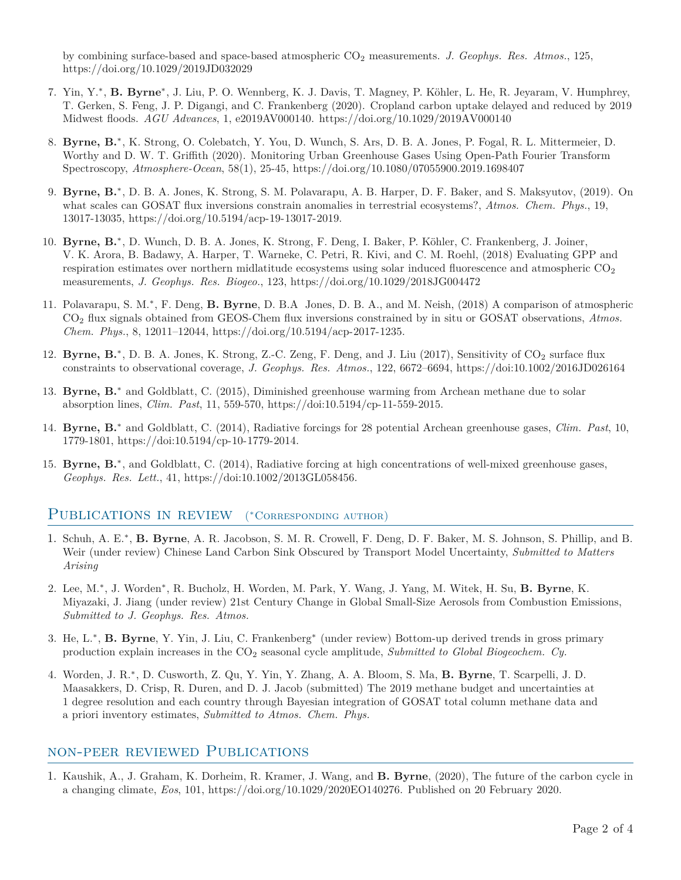by combining surface-based and space-based atmospheric $CO_2$ measurements. *J. Geophys. Res. Atmos.*, 125, https://doi.org/10.1029/2019JD032029

7. Yin, Y.*, **B. Byrne***, J. Liu, P. O. Wennberg, K. J. Davis, T. Magney, P. Köhler, L. He, R. Jeyaram, V. Humphrey, T. Gerken, S. Feng, J. P. Digangi, and C. Frankenberg (2020). Cropland carbon uptake delayed and reduced by 2019 Midwest floods. *AGU Advances*, 1, e2019AV000140. https://doi.org/10.1029/2019AV000140

8. **Byrne, B.***, K. Strong, O. Colebatch, Y. You, D. Wunch, S. Ars, D. B. A. Jones, P. Fogal, R. L. Mittermeier, D. Worthy and D. W. T. Griffith (2020). Monitoring Urban Greenhouse Gases Using Open-Path Fourier Transform Spectroscopy, *Atmosphere-Ocean*, 58(1), 25-45, https://doi.org/10.1080/07055900.2019.1698407

9. **Byrne, B.***, D. B. A. Jones, K. Strong, S. M. Polavarapu, A. B. Harper, D. F. Baker, and S. Maksyutov, (2019). On what scales can GOSAT flux inversions constrain anomalies in terrestrial ecosystems?, *Atmos. Chem. Phys.*, 19, 13017-13035, https://doi.org/10.5194/acp-19-13017-2019.

10. **Byrne, B.***, D. Wunch, D. B. A. Jones, K. Strong, F. Deng, I. Baker, P. Köhler, C. Frankenberg, J. Joiner, V. K. Arora, B. Badawy, A. Harper, T. Warneke, C. Petri, R. Kivi, and C. M. Roehl, (2018) Evaluating GPP and respiration estimates over northern midlatitude ecosystems using solar induced fluorescence and atmospheric $CO_2$ measurements, *J. Geophys. Res. Biogeo.*, 123, https://doi.org/10.1029/2018JG004472

11. Polavarapu, S. M.*, F. Deng, **B. Byrne**, D. B.A Jones, D. B. A., and M. Neish, (2018) A comparison of atmospheric $CO_2$ flux signals obtained from GEOS-Chem flux inversions constrained by in situ or GOSAT observations, *Atmos. Chem. Phys.*, 8, 12011–12044, https://doi.org/10.5194/acp-2017-1235.

12. **Byrne, B.***, D. B. A. Jones, K. Strong, Z.-C. Zeng, F. Deng, and J. Liu (2017), Sensitivity of $CO_2$ surface flux constraints to observational coverage, *J. Geophys. Res. Atmos.*, 122, 6672–6694, https://doi:10.1002/2016JD026164

13. **Byrne, B.*** and Goldblatt, C. (2015), Diminished greenhouse warming from Archean methane due to solar absorption lines, *Clim. Past*, 11, 559-570, https://doi:10.5194/cp-11-559-2015.

14. **Byrne, B.*** and Goldblatt, C. (2014), Radiative forcings for 28 potential Archean greenhouse gases, *Clim. Past*, 10, 1779-1801, https://doi:10.5194/cp-10-1779-2014.

15. **Byrne, B.***, and Goldblatt, C. (2014), Radiative forcing at high concentrations of well-mixed greenhouse gases, *Geophys. Res. Lett.*, 41, https://doi:10.1002/2013GL058456.

## Publications in review (*Corresponding author)

1. Schuh, A. E.*, **B. Byrne**, A. R. Jacobson, S. M. R. Crowell, F. Deng, D. F. Baker, M. S. Johnson, S. Phillip, and B. Weir (under review) Chinese Land Carbon Sink Obscured by Transport Model Uncertainty, *Submitted to Matters Arising*

2. Lee, M.*, J. Worden*, R. Bucholz, H. Worden, M. Park, Y. Wang, J. Yang, M. Witek, H. Su, **B. Byrne**, K. Miyazaki, J. Jiang (under review) 21st Century Change in Global Small-Size Aerosols from Combustion Emissions, *Submitted to J. Geophys. Res. Atmos.*

3. He, L.*, **B. Byrne**, Y. Yin, J. Liu, C. Frankenberg* (under review) Bottom-up derived trends in gross primary production explain increases in the $CO_2$ seasonal cycle amplitude, *Submitted to Global Biogeochem. Cy.*

4. Worden, J. R.*, D. Cusworth, Z. Qu, Y. Yin, Y. Zhang, A. A. Bloom, S. Ma, **B. Byrne**, T. Scarpelli, J. D. Maasakkers, D. Crisp, R. Duren, and D. J. Jacob (submitted) The 2019 methane budget and uncertainties at 1 degree resolution and each country through Bayesian integration of GOSAT total column methane data and a priori inventory estimates, *Submitted to Atmos. Chem. Phys.*

## non-peer reviewed Publications

1. Kaushik, A., J. Graham, K. Dorheim, R. Kramer, J. Wang, and **B. Byrne**, (2020), The future of the carbon cycle in a changing climate, *Eos*, 101, https://doi.org/10.1029/2020EO140276. Published on 20 February 2020.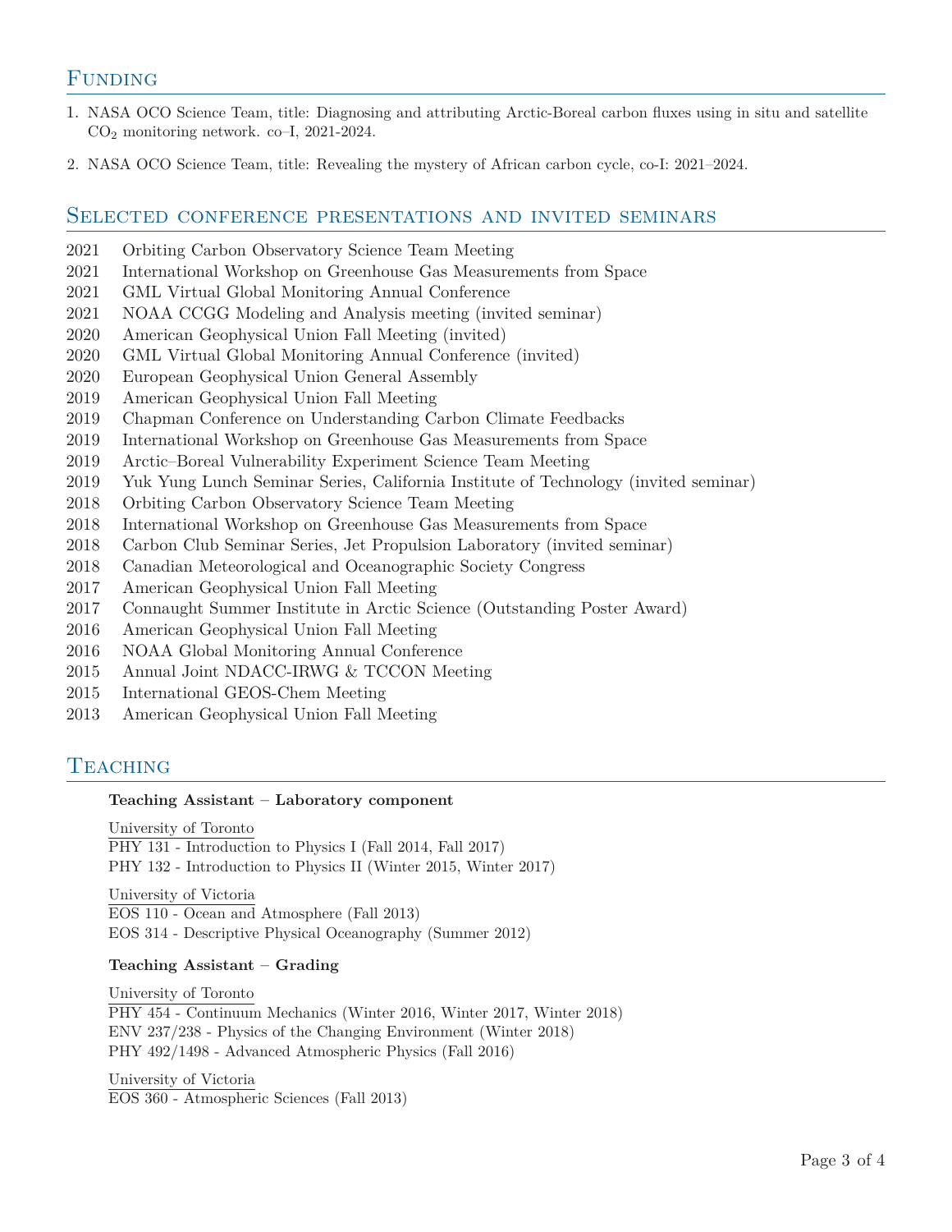## Funding

1. NASA OCO Science Team, title: Diagnosing and attributing Arctic-Boreal carbon fluxes using in situ and satellite $CO_2$ monitoring network. co–I, 2021-2024.
2. NASA OCO Science Team, title: Revealing the mystery of African carbon cycle, co-I: 2021–2024.

## Selected conference presentations and invited seminars

2021 Orbiting Carbon Observatory Science Team Meeting
2021 International Workshop on Greenhouse Gas Measurements from Space
2021 GML Virtual Global Monitoring Annual Conference
2021 NOAA CCGG Modeling and Analysis meeting (invited seminar)
2020 American Geophysical Union Fall Meeting (invited)
2020 GML Virtual Global Monitoring Annual Conference (invited)
2020 European Geophysical Union General Assembly
2019 American Geophysical Union Fall Meeting
2019 Chapman Conference on Understanding Carbon Climate Feedbacks
2019 International Workshop on Greenhouse Gas Measurements from Space
2019 Arctic–Boreal Vulnerability Experiment Science Team Meeting
2019 Yuk Yung Lunch Seminar Series, California Institute of Technology (invited seminar)
2018 Orbiting Carbon Observatory Science Team Meeting
2018 International Workshop on Greenhouse Gas Measurements from Space
2018 Carbon Club Seminar Series, Jet Propulsion Laboratory (invited seminar)
2018 Canadian Meteorological and Oceanographic Society Congress
2017 American Geophysical Union Fall Meeting
2017 Connaught Summer Institute in Arctic Science (Outstanding Poster Award)
2016 American Geophysical Union Fall Meeting
2016 NOAA Global Monitoring Annual Conference
2015 Annual Joint NDACC-IRWG & TCCON Meeting
2015 International GEOS-Chem Meeting
2013 American Geophysical Union Fall Meeting

## Teaching

**Teaching Assistant – Laboratory component**

University of Toronto
PHY 131 - Introduction to Physics I (Fall 2014, Fall 2017)
PHY 132 - Introduction to Physics II (Winter 2015, Winter 2017)

University of Victoria
EOS 110 - Ocean and Atmosphere (Fall 2013)
EOS 314 - Descriptive Physical Oceanography (Summer 2012)

**Teaching Assistant – Grading**

University of Toronto
PHY 454 - Continuum Mechanics (Winter 2016, Winter 2017, Winter 2018)
ENV 237/238 - Physics of the Changing Environment (Winter 2018)
PHY 492/1498 - Advanced Atmospheric Physics (Fall 2016)

University of Victoria
EOS 360 - Atmospheric Sciences (Fall 2013)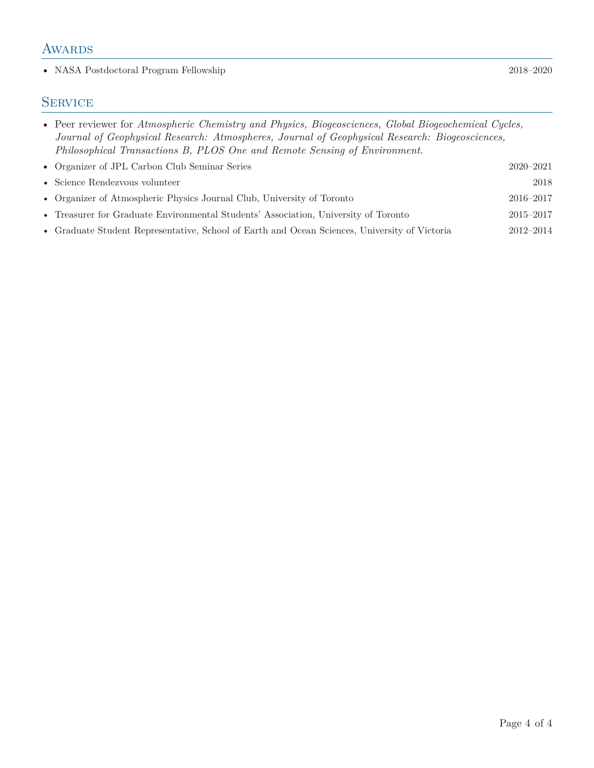## Awards

- NASA Postdoctoral Program Fellowship 2018–2020

## Service

- Peer reviewer for *Atmospheric Chemistry and Physics, Biogeosciences, Global Biogeochemical Cycles, Journal of Geophysical Research: Atmospheres, Journal of Geophysical Research: Biogeosciences, Philosophical Transactions B, PLOS One and Remote Sensing of Environment.*
- Organizer of JPL Carbon Club Seminar Series 2020–2021
- Science Rendezvous volunteer 2018
- Organizer of Atmospheric Physics Journal Club, University of Toronto 2016–2017
- Treasurer for Graduate Environmental Students' Association, University of Toronto 2015–2017
- Graduate Student Representative, School of Earth and Ocean Sciences, University of Victoria 2012–2014